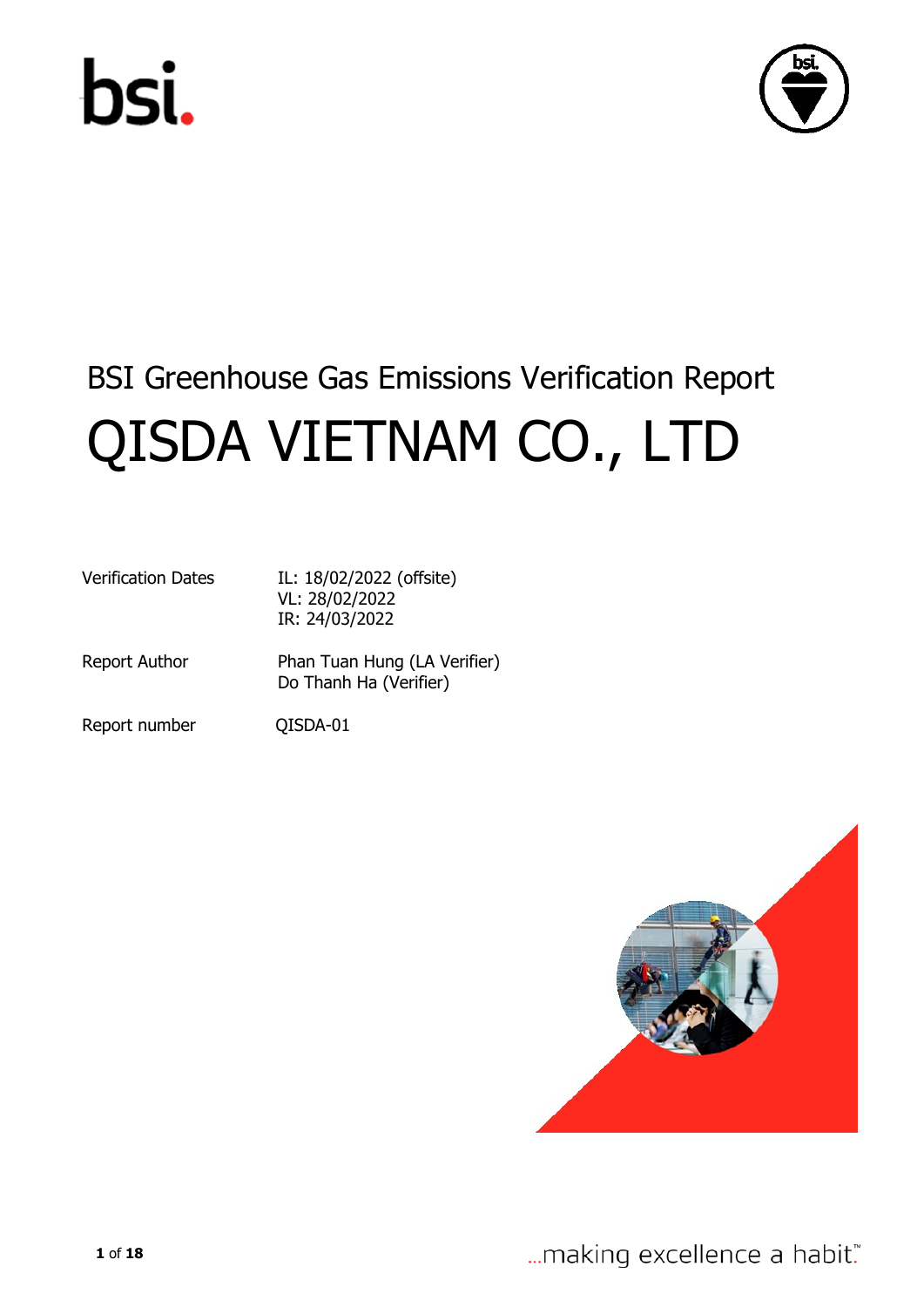# BSI Greenhouse Gas Emissions Verification Report

# QISDA VIETNAM CO., LTD

| | |
|---|---|
| Verification Dates | IL: 18/02/2022 (offsite)<br>VL: 28/02/2022<br>IR: 24/03/2022 |
| Report Author | Phan Tuan Hung (LA Verifier)<br>Do Thanh Ha (Verifier) |
| Report number | QISDA-01 |

...making excellence a habit.™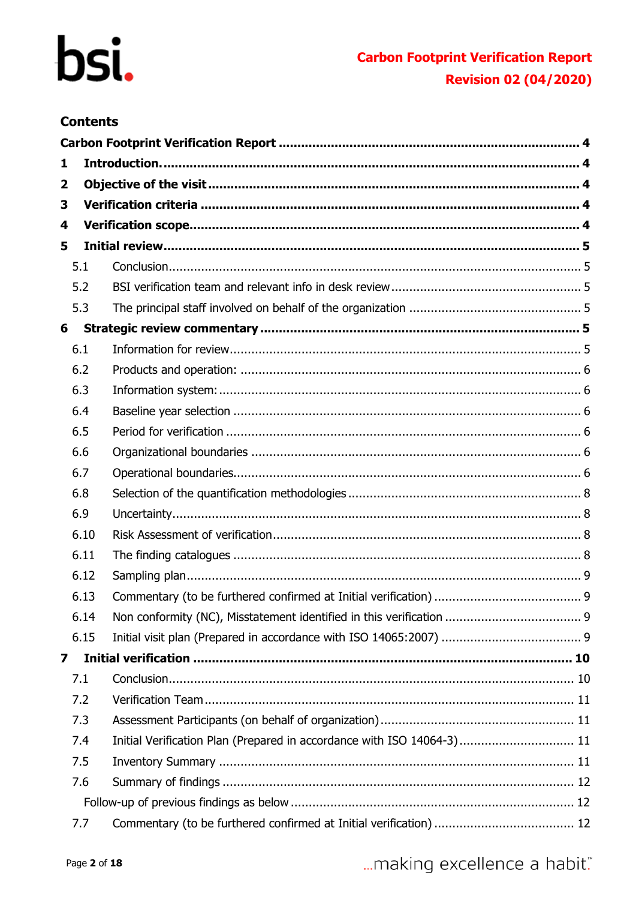## Contents

**Carbon Footprint Verification Report** .... 4

**1 Introduction.** .... 4

**2 Objective of the visit** .... 4

**3 Verification criteria** .... 4

**4 Verification scope** .... 4

**5 Initial review** .... 5

- 5.1 Conclusion .... 5
- 5.2 BSI verification team and relevant info in desk review .... 5
- 5.3 The principal staff involved on behalf of the organization .... 5

**6 Strategic review commentary** .... 5

- 6.1 Information for review .... 5
- 6.2 Products and operation: .... 6
- 6.3 Information system: .... 6
- 6.4 Baseline year selection .... 6
- 6.5 Period for verification .... 6
- 6.6 Organizational boundaries .... 6
- 6.7 Operational boundaries .... 6
- 6.8 Selection of the quantification methodologies .... 8
- 6.9 Uncertainty .... 8
- 6.10 Risk Assessment of verification .... 8
- 6.11 The finding catalogues .... 8
- 6.12 Sampling plan .... 9
- 6.13 Commentary (to be furthered confirmed at Initial verification) .... 9
- 6.14 Non conformity (NC), Misstatement identified in this verification .... 9
- 6.15 Initial visit plan (Prepared in accordance with ISO 14065:2007) .... 9

**7 Initial verification** .... 10

- 7.1 Conclusion .... 10
- 7.2 Verification Team .... 11
- 7.3 Assessment Participants (on behalf of organization) .... 11
- 7.4 Initial Verification Plan (Prepared in accordance with ISO 14064-3) .... 11
- 7.5 Inventory Summary .... 11
- 7.6 Summary of findings .... 12
- Follow-up of previous findings as below .... 12
- 7.7 Commentary (to be furthered confirmed at Initial verification) .... 12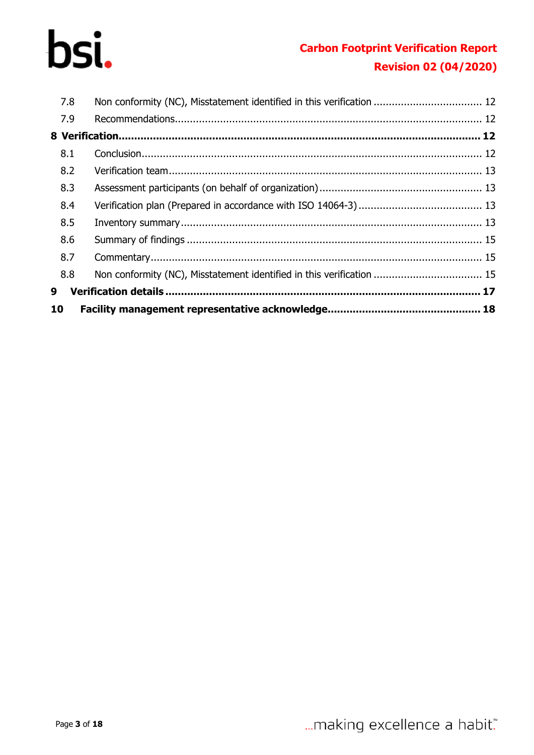7.8 Non conformity (NC), Misstatement identified in this verification .................................... 12

7.9 Recommendations..................................................................................................... 12

**8 Verification.................................................................................................................. 12**

8.1 Conclusion................................................................................................................ 12

8.2 Verification team....................................................................................................... 13

8.3 Assessment participants (on behalf of organization)...................................................... 13

8.4 Verification plan (Prepared in accordance with ISO 14064-3)......................................... 13

8.5 Inventory summary................................................................................................... 13

8.6 Summary of findings ................................................................................................. 15

8.7 Commentary............................................................................................................. 15

8.8 Non conformity (NC), Misstatement identified in this verification .................................... 15

**9 Verification details ................................................................................................... 17**

**10 Facility management representative acknowledge................................................ 18**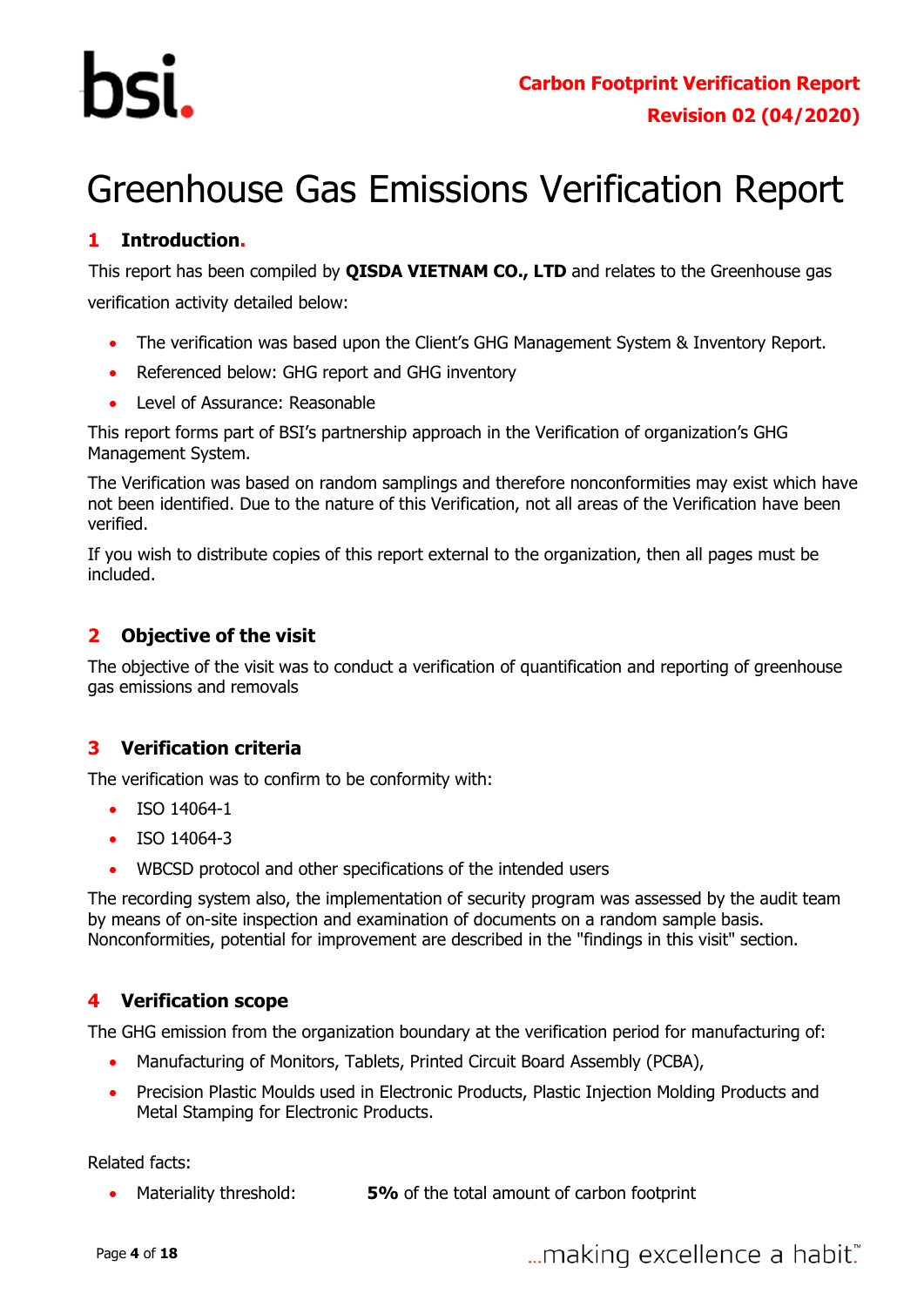# Greenhouse Gas Emissions Verification Report

## 1 Introduction.

This report has been compiled by **QISDA VIETNAM CO., LTD** and relates to the Greenhouse gas verification activity detailed below:

- The verification was based upon the Client's GHG Management System & Inventory Report.
- Referenced below: GHG report and GHG inventory
- Level of Assurance: Reasonable

This report forms part of BSI's partnership approach in the Verification of organization's GHG Management System.

The Verification was based on random samplings and therefore nonconformities may exist which have not been identified. Due to the nature of this Verification, not all areas of the Verification have been verified.

If you wish to distribute copies of this report external to the organization, then all pages must be included.

## 2 Objective of the visit

The objective of the visit was to conduct a verification of quantification and reporting of greenhouse gas emissions and removals

## 3 Verification criteria

The verification was to confirm to be conformity with:

- ISO 14064-1
- ISO 14064-3
- WBCSD protocol and other specifications of the intended users

The recording system also, the implementation of security program was assessed by the audit team by means of on-site inspection and examination of documents on a random sample basis. Nonconformities, potential for improvement are described in the "findings in this visit" section.

## 4 Verification scope

The GHG emission from the organization boundary at the verification period for manufacturing of:

- Manufacturing of Monitors, Tablets, Printed Circuit Board Assembly (PCBA),
- Precision Plastic Moulds used in Electronic Products, Plastic Injection Molding Products and Metal Stamping for Electronic Products.

Related facts:

- Materiality threshold: **5%** of the total amount of carbon footprint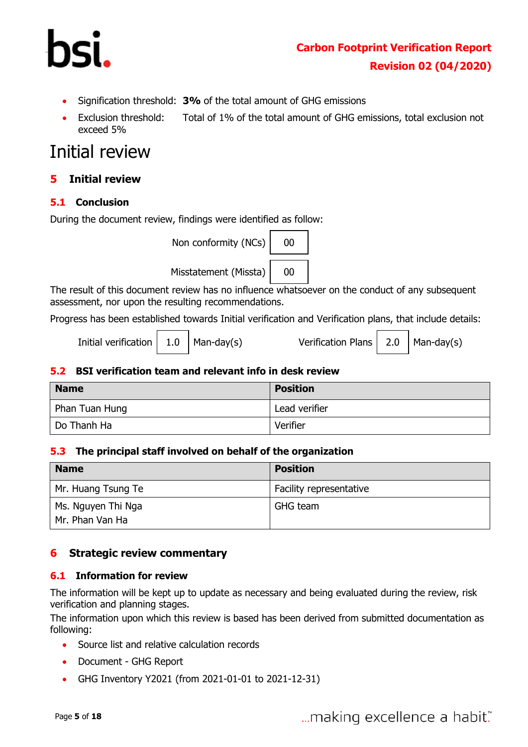- Signification threshold: **3%** of the total amount of GHG emissions
- Exclusion threshold: Total of 1% of the total amount of GHG emissions, total exclusion not exceed 5%

# Initial review

## 5 Initial review

### 5.1 Conclusion

During the document review, findings were identified as follow:

| | |
|---|---|
| Non conformity (NCs) | 00 |
| Misstatement (Missta) | 00 |

The result of this document review has no influence whatsoever on the conduct of any subsequent assessment, nor upon the resulting recommendations.

Progress has been established towards Initial verification and Verification plans, that include details:

| | | | | | |
|---|---|---|---|---|---|
| Initial verification | 1.0 | Man-day(s) | Verification Plans | 2.0 | Man-day(s) |

### 5.2 BSI verification team and relevant info in desk review

| Name | Position |
|---|---|
| Phan Tuan Hung | Lead verifier |
| Do Thanh Ha | Verifier |

### 5.3 The principal staff involved on behalf of the organization

| Name | Position |
|---|---|
| Mr. Huang Tsung Te | Facility representative |
| Ms. Nguyen Thi Nga<br>Mr. Phan Van Ha | GHG team |

## 6 Strategic review commentary

### 6.1 Information for review

The information will be kept up to update as necessary and being evaluated during the review, risk verification and planning stages.

The information upon which this review is based has been derived from submitted documentation as following:

- Source list and relative calculation records
- Document - GHG Report
- GHG Inventory Y2021 (from 2021-01-01 to 2021-12-31)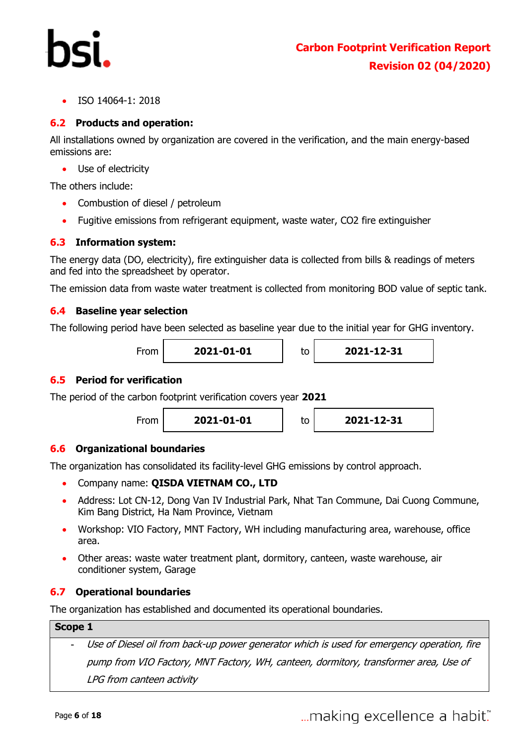- ISO 14064-1: 2018

## 6.2 Products and operation:

All installations owned by organization are covered in the verification, and the main energy-based emissions are:

- Use of electricity

The others include:

- Combustion of diesel / petroleum
- Fugitive emissions from refrigerant equipment, waste water, CO2 fire extinguisher

## 6.3 Information system:

The energy data (DO, electricity), fire extinguisher data is collected from bills & readings of meters and fed into the spreadsheet by operator.

The emission data from waste water treatment is collected from monitoring BOD value of septic tank.

## 6.4 Baseline year selection

The following period have been selected as baseline year due to the initial year for GHG inventory.

| From | **2021-01-01** | to | **2021-12-31** |
|---|---|---|---|

## 6.5 Period for verification

The period of the carbon footprint verification covers year **2021**

| From | **2021-01-01** | to | **2021-12-31** |
|---|---|---|---|

## 6.6 Organizational boundaries

The organization has consolidated its facility-level GHG emissions by control approach.

- Company name: **QISDA VIETNAM CO., LTD**
- Address: Lot CN-12, Dong Van IV Industrial Park, Nhat Tan Commune, Dai Cuong Commune, Kim Bang District, Ha Nam Province, Vietnam
- Workshop: VIO Factory, MNT Factory, WH including manufacturing area, warehouse, office area.
- Other areas: waste water treatment plant, dormitory, canteen, waste warehouse, air conditioner system, Garage

## 6.7 Operational boundaries

The organization has established and documented its operational boundaries.

| **Scope 1** |
|---|
| - *Use of Diesel oil from back-up power generator which is used for emergency operation, fire pump from VIO Factory, MNT Factory, WH, canteen, dormitory, transformer area, Use of LPG from canteen activity* |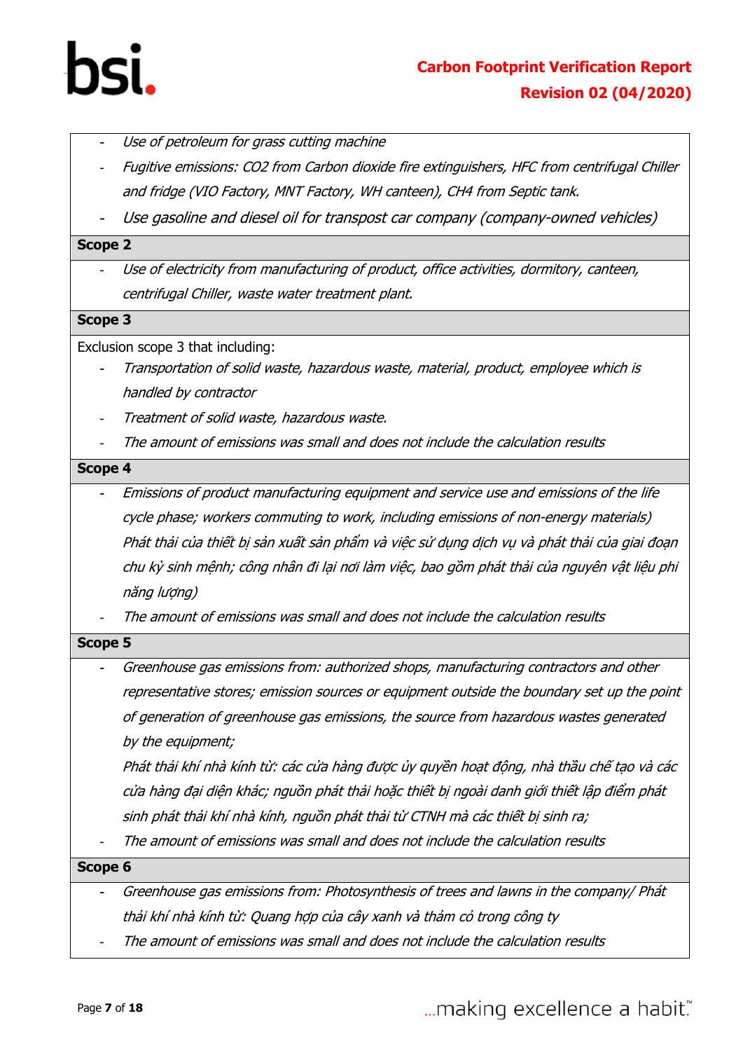- *Use of petroleum for grass cutting machine*
- *Fugitive emissions: CO2 from Carbon dioxide fire extinguishers, HFC from centrifugal Chiller and fridge (VIO Factory, MNT Factory, WH canteen), CH4 from Septic tank.*
- *Use gasoline and diesel oil for transpost car company (company-owned vehicles)*

**Scope 2**

- *Use of electricity from manufacturing of product, office activities, dormitory, canteen, centrifugal Chiller, waste water treatment plant.*

**Scope 3**

Exclusion scope 3 that including:

- *Transportation of solid waste, hazardous waste, material, product, employee which is handled by contractor*
- *Treatment of solid waste, hazardous waste.*
- *The amount of emissions was small and does not include the calculation results*

**Scope 4**

- *Emissions of product manufacturing equipment and service use and emissions of the life cycle phase; workers commuting to work, including emissions of non-energy materials) Phát thải của thiết bị sản xuất sản phẩm và việc sử dụng dịch vụ và phát thải của giai đoạn chu kỳ sinh mệnh; công nhân đi lại nơi làm việc, bao gồm phát thải của nguyên vật liệu phi năng lượng)*
- *The amount of emissions was small and does not include the calculation results*

**Scope 5**

- *Greenhouse gas emissions from: authorized shops, manufacturing contractors and other representative stores; emission sources or equipment outside the boundary set up the point of generation of greenhouse gas emissions, the source from hazardous wastes generated by the equipment;*
  *Phát thải khí nhà kính từ: các cửa hàng được ủy quyền hoạt động, nhà thầu chế tạo và các cửa hàng đại diện khác; nguồn phát thải hoặc thiết bị ngoài danh giới thiết lập điểm phát sinh phát thải khí nhà kính, nguồn phát thải từ CTNH mà các thiết bị sinh ra;*
- *The amount of emissions was small and does not include the calculation results*

**Scope 6**

- *Greenhouse gas emissions from: Photosynthesis of trees and lawns in the company/ Phát thải khí nhà kính từ: Quang hợp của cây xanh và thảm cỏ trong công ty*
- *The amount of emissions was small and does not include the calculation results*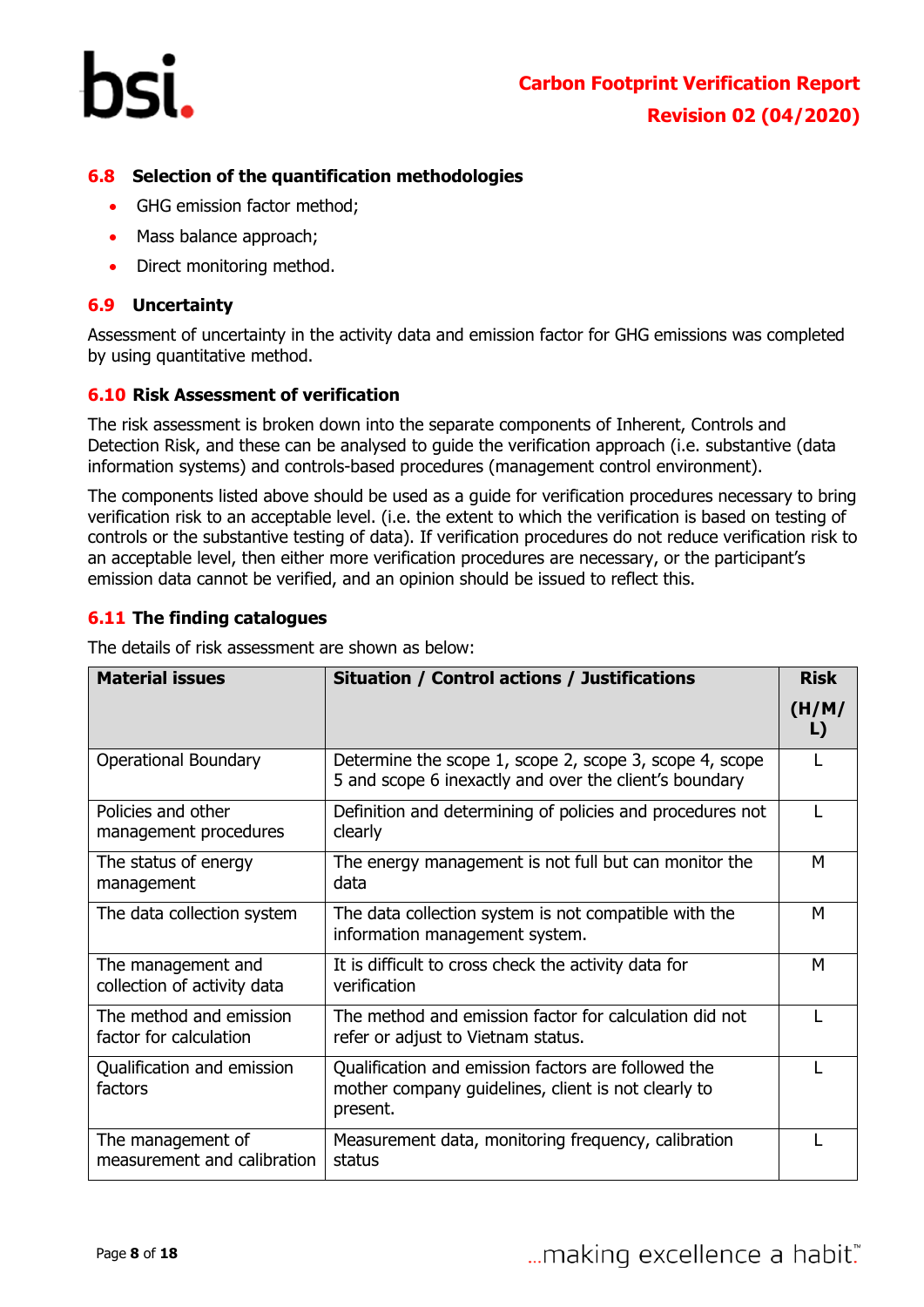### 6.8 Selection of the quantification methodologies

- GHG emission factor method;
- Mass balance approach;
- Direct monitoring method.

### 6.9 Uncertainty

Assessment of uncertainty in the activity data and emission factor for GHG emissions was completed by using quantitative method.

### 6.10 Risk Assessment of verification

The risk assessment is broken down into the separate components of Inherent, Controls and Detection Risk, and these can be analysed to guide the verification approach (i.e. substantive (data information systems) and controls-based procedures (management control environment).

The components listed above should be used as a guide for verification procedures necessary to bring verification risk to an acceptable level. (i.e. the extent to which the verification is based on testing of controls or the substantive testing of data). If verification procedures do not reduce verification risk to an acceptable level, then either more verification procedures are necessary, or the participant's emission data cannot be verified, and an opinion should be issued to reflect this.

### 6.11 The finding catalogues

The details of risk assessment are shown as below:

| Material issues | Situation / Control actions / Justifications | Risk (H/M/L) |
|---|---|---|
| Operational Boundary | Determine the scope 1, scope 2, scope 3, scope 4, scope 5 and scope 6 inexactly and over the client's boundary | L |
| Policies and other management procedures | Definition and determining of policies and procedures not clearly | L |
| The status of energy management | The energy management is not full but can monitor the data | M |
| The data collection system | The data collection system is not compatible with the information management system. | M |
| The management and collection of activity data | It is difficult to cross check the activity data for verification | M |
| The method and emission factor for calculation | The method and emission factor for calculation did not refer or adjust to Vietnam status. | L |
| Qualification and emission factors | Qualification and emission factors are followed the mother company guidelines, client is not clearly to present. | L |
| The management of measurement and calibration | Measurement data, monitoring frequency, calibration status | L |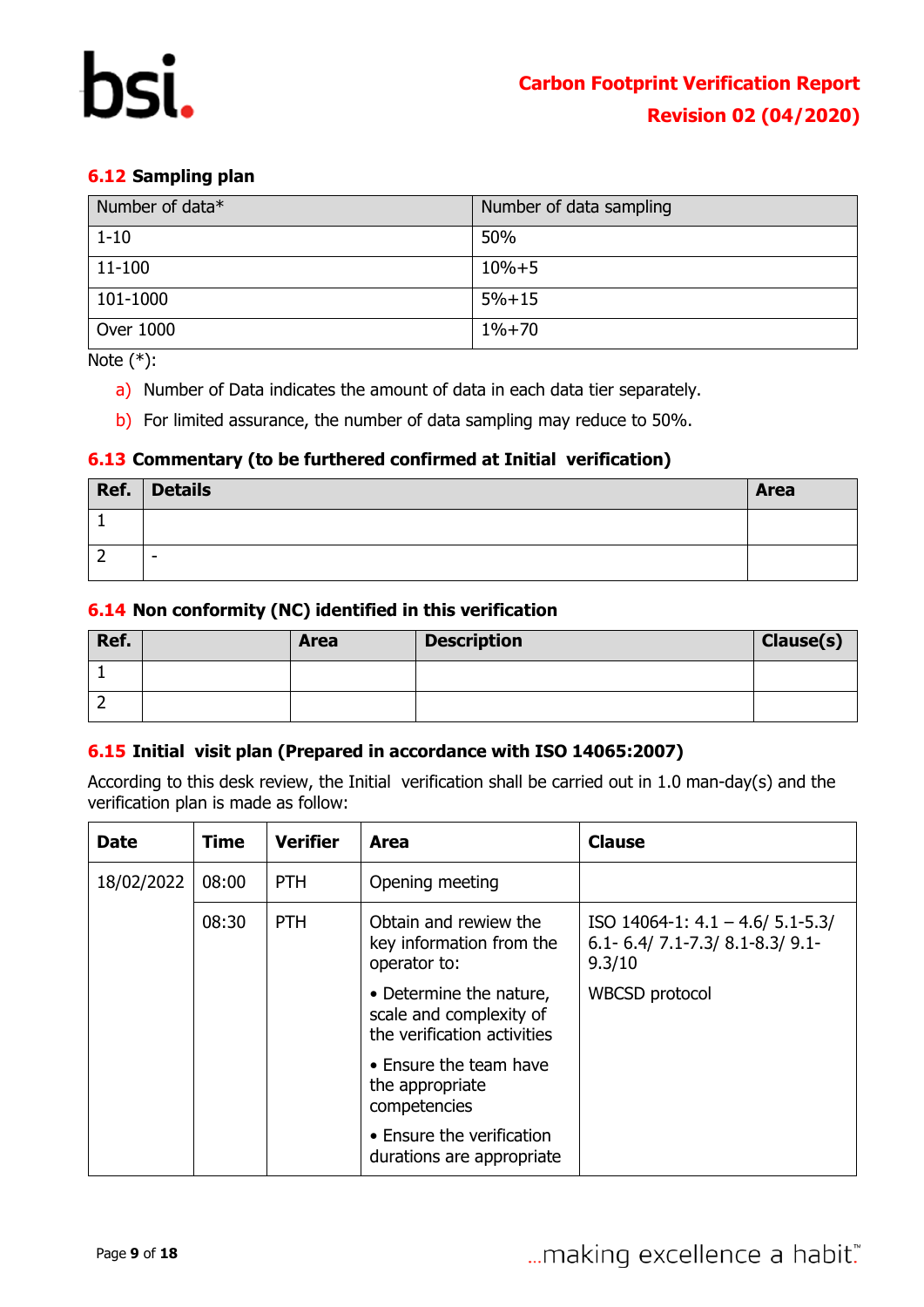### 6.12 Sampling plan

| Number of data* | Number of data sampling |
|---|---|
| 1-10 | 50% |
| 11-100 | 10%+5 |
| 101-1000 | 5%+15 |
| Over 1000 | 1%+70 |

Note (*):

a) Number of Data indicates the amount of data in each data tier separately.

b) For limited assurance, the number of data sampling may reduce to 50%.

### 6.13 Commentary (to be furthered confirmed at Initial verification)

| Ref. | Details | Area |
|---|---|---|
| 1 | | |
| 2 | - | |

### 6.14 Non conformity (NC) identified in this verification

| Ref. | | Area | Description | Clause(s) |
|---|---|---|---|---|
| 1 | | | | |
| 2 | | | | |

### 6.15 Initial visit plan (Prepared in accordance with ISO 14065:2007)

According to this desk review, the Initial verification shall be carried out in 1.0 man-day(s) and the verification plan is made as follow:

| Date | Time | Verifier | Area | Clause |
|---|---|---|---|---|
| 18/02/2022 | 08:00 | PTH | Opening meeting | |
| | 08:30 | PTH | Obtain and rewiew the key information from the operator to:<br>• Determine the nature, scale and complexity of the verification activities<br>• Ensure the team have the appropriate competencies<br>• Ensure the verification durations are appropriate | ISO 14064-1: 4.1 – 4.6/ 5.1-5.3/ 6.1- 6.4/ 7.1-7.3/ 8.1-8.3/ 9.1-9.3/10<br>WBCSD protocol |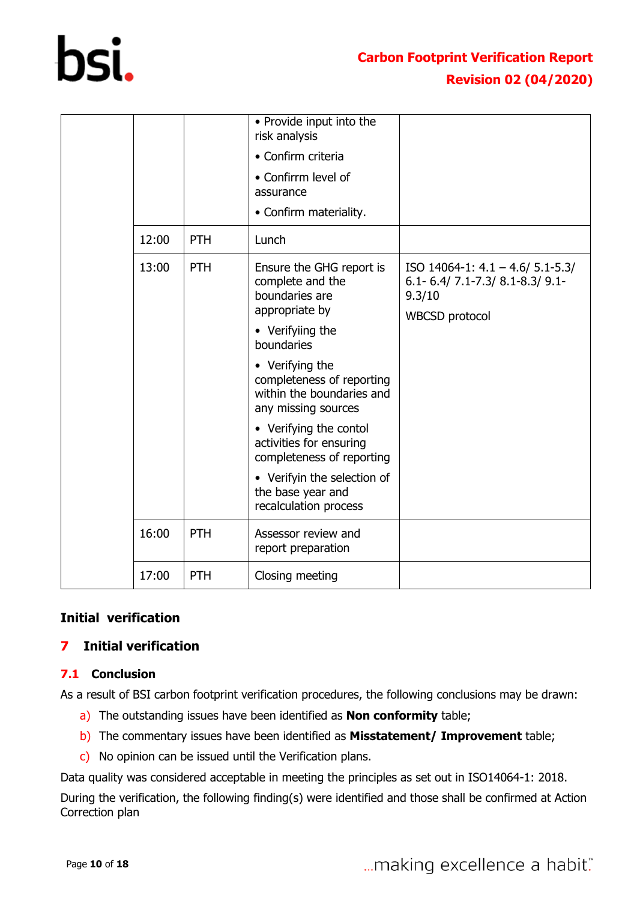|  |  |  |  |  |
|---|---|---|---|---|
|  |  |  | • Provide input into the risk analysis<br>• Confirm criteria<br>• Confirrm level of assurance<br>• Confirm materiality. |  |
|  | 12:00 | PTH | Lunch |  |
|  | 13:00 | PTH | Ensure the GHG report is complete and the boundaries are appropriate by<br>• Verifyiing the boundaries<br>• Verifying the completeness of reporting within the boundaries and any missing sources<br>• Verifying the contol activities for ensuring completeness of reporting<br>• Verifyin the selection of the base year and recalculation process | ISO 14064-1: 4.1 – 4.6/ 5.1-5.3/ 6.1- 6.4/ 7.1-7.3/ 8.1-8.3/ 9.1-9.3/10<br>WBCSD protocol |
|  | 16:00 | PTH | Assessor review and report preparation |  |
|  | 17:00 | PTH | Closing meeting |  |

**Initial verification**

## 7 Initial verification

### 7.1 Conclusion

As a result of BSI carbon footprint verification procedures, the following conclusions may be drawn:

a) The outstanding issues have been identified as **Non conformity** table;

b) The commentary issues have been identified as **Misstatement/ Improvement** table;

c) No opinion can be issued until the Verification plans.

Data quality was considered acceptable in meeting the principles as set out in ISO14064-1: 2018.

During the verification, the following finding(s) were identified and those shall be confirmed at Action Correction plan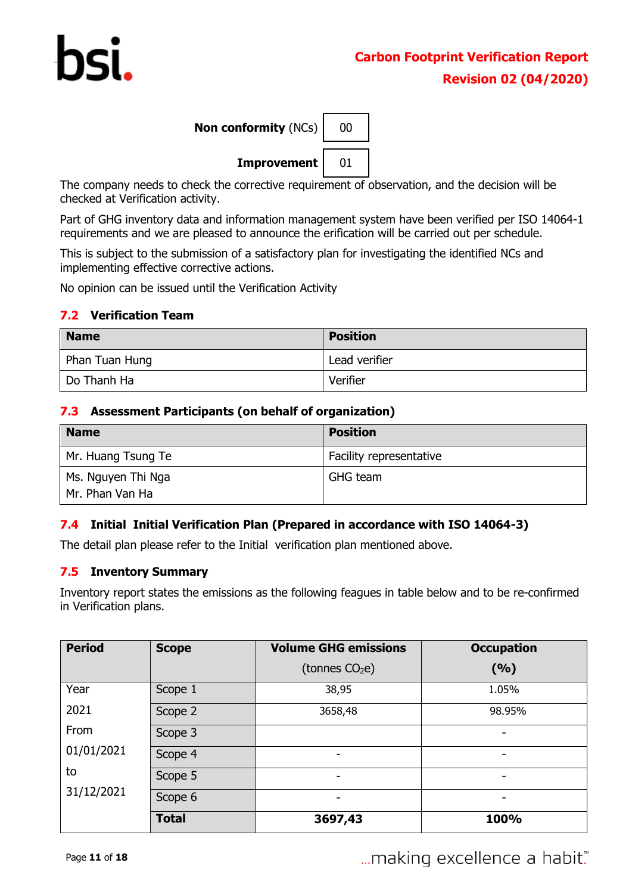**Non conformity** (NCs) | 00

**Improvement** | 01

The company needs to check the corrective requirement of observation, and the decision will be checked at Verification activity.

Part of GHG inventory data and information management system have been verified per ISO 14064-1 requirements and we are pleased to announce the erification will be carried out per schedule.

This is subject to the submission of a satisfactory plan for investigating the identified NCs and implementing effective corrective actions.

No opinion can be issued until the Verification Activity

## 7.2 Verification Team

| Name | Position |
|---|---|
| Phan Tuan Hung | Lead verifier |
| Do Thanh Ha | Verifier |

## 7.3 Assessment Participants (on behalf of organization)

| Name | Position |
|---|---|
| Mr. Huang Tsung Te | Facility representative |
| Ms. Nguyen Thi Nga<br>Mr. Phan Van Ha | GHG team |

## 7.4 Initial Initial Verification Plan (Prepared in accordance with ISO 14064-3)

The detail plan please refer to the Initial verification plan mentioned above.

## 7.5 Inventory Summary

Inventory report states the emissions as the following feagues in table below and to be re-confirmed in Verification plans.

| Period | Scope | Volume GHG emissions (tonnes $CO_2$e) | Occupation (%) |
|---|---|---|---|
| Year 2021 From 01/01/2021 to 31/12/2021 | Scope 1 | 38,95 | 1.05% |
| | Scope 2 | 3658,48 | 98.95% |
| | Scope 3 | | - |
| | Scope 4 | - | - |
| | Scope 5 | - | - |
| | Scope 6 | - | - |
| | **Total** | **3697,43** | **100%** |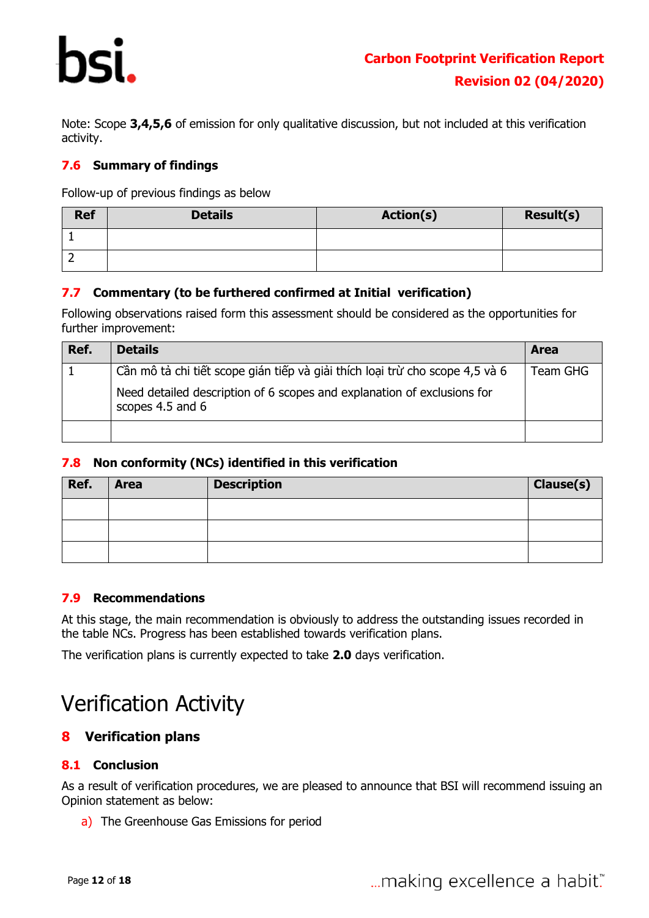Note: Scope **3,4,5,6** of emission for only qualitative discussion, but not included at this verification activity.

### 7.6 Summary of findings

Follow-up of previous findings as below

| Ref | Details | Action(s) | Result(s) |
|---|---|---|---|
| 1 | | | |
| 2 | | | |

### 7.7 Commentary (to be furthered confirmed at Initial verification)

Following observations raised form this assessment should be considered as the opportunities for further improvement:

| Ref. | Details | Area |
|---|---|---|
| 1 | Cần mô tả chi tiết scope gián tiếp và giải thích loại trừ cho scope 4,5 và 6<br><br>Need detailed description of 6 scopes and explanation of exclusions for scopes 4.5 and 6 | Team GHG |
| | | |

### 7.8 Non conformity (NCs) identified in this verification

| Ref. | Area | Description | Clause(s) |
|---|---|---|---|
| | | | |
| | | | |
| | | | |

### 7.9 Recommendations

At this stage, the main recommendation is obviously to address the outstanding issues recorded in the table NCs. Progress has been established towards verification plans.

The verification plans is currently expected to take **2.0** days verification.

# Verification Activity

## 8 Verification plans

### 8.1 Conclusion

As a result of verification procedures, we are pleased to announce that BSI will recommend issuing an Opinion statement as below:

a) The Greenhouse Gas Emissions for period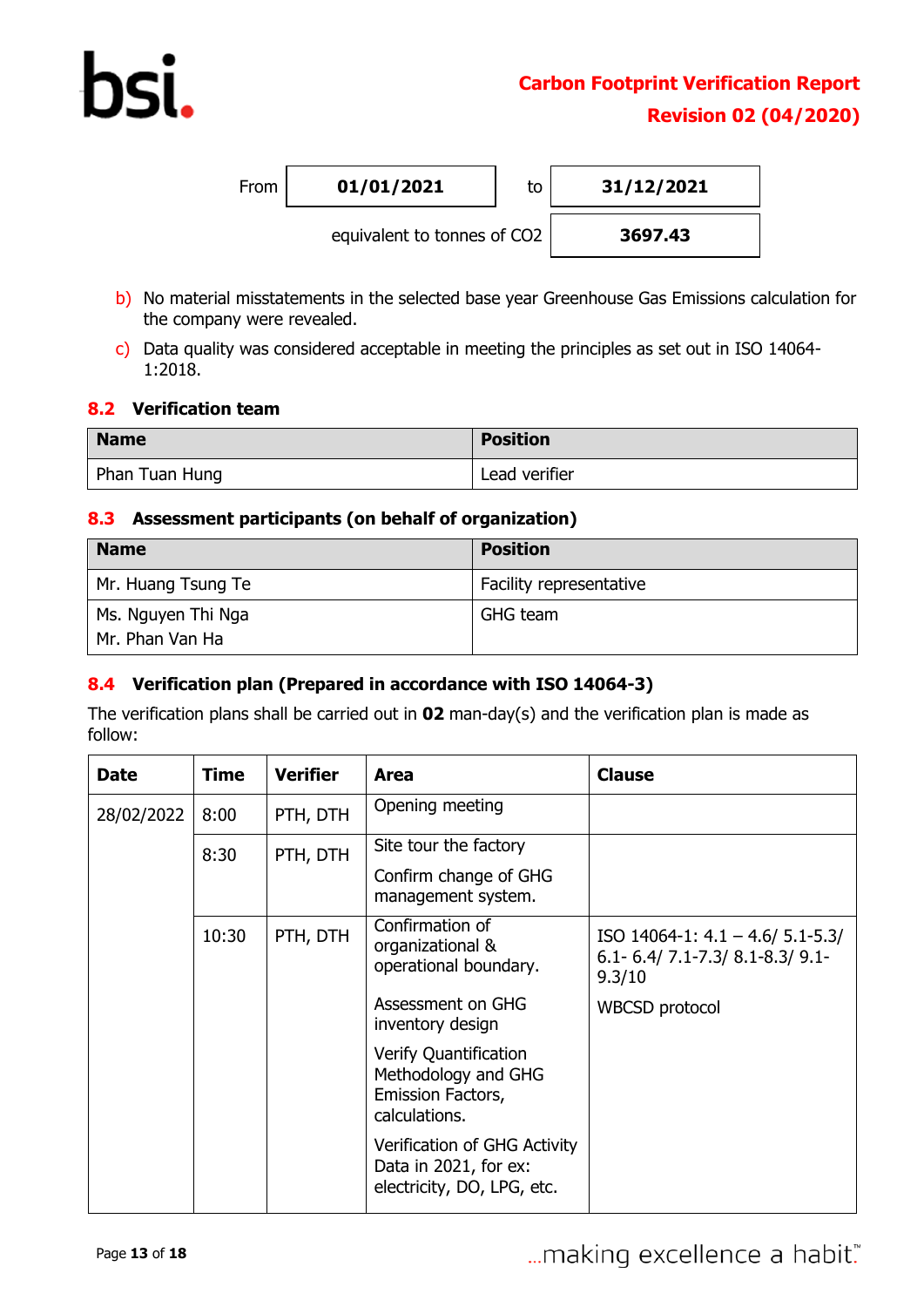| From | 01/01/2021 | to | 31/12/2021 |
|---|---|---|---|
| | | equivalent to tonnes of CO2 | 3697.43 |

b) No material misstatements in the selected base year Greenhouse Gas Emissions calculation for the company were revealed.

c) Data quality was considered acceptable in meeting the principles as set out in ISO 14064-1:2018.

### 8.2 Verification team

| Name | Position |
|---|---|
| Phan Tuan Hung | Lead verifier |

### 8.3 Assessment participants (on behalf of organization)

| Name | Position |
|---|---|
| Mr. Huang Tsung Te | Facility representative |
| Ms. Nguyen Thi Nga<br>Mr. Phan Van Ha | GHG team |

### 8.4 Verification plan (Prepared in accordance with ISO 14064-3)

The verification plans shall be carried out in **02** man-day(s) and the verification plan is made as follow:

| Date | Time | Verifier | Area | Clause |
|---|---|---|---|---|
| 28/02/2022 | 8:00 | PTH, DTH | Opening meeting | |
| | 8:30 | PTH, DTH | Site tour the factory<br>Confirm change of GHG management system. | |
| | 10:30 | PTH, DTH | Confirmation of organizational & operational boundary.<br>Assessment on GHG inventory design<br>Verify Quantification Methodology and GHG Emission Factors, calculations.<br>Verification of GHG Activity Data in 2021, for ex: electricity, DO, LPG, etc. | ISO 14064-1: 4.1 – 4.6/ 5.1-5.3/ 6.1- 6.4/ 7.1-7.3/ 8.1-8.3/ 9.1-9.3/10<br>WBCSD protocol |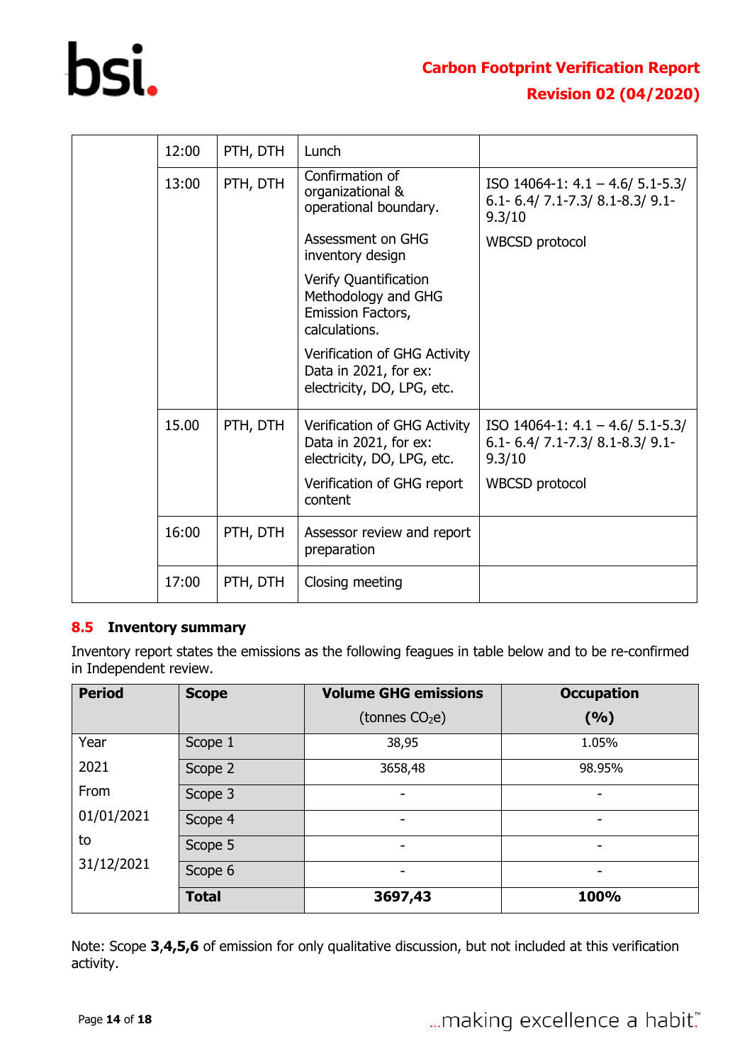| | 12:00 | PTH, DTH | Lunch | |
|---|---|---|---|---|
| | 13:00 | PTH, DTH | Confirmation of organizational & operational boundary.<br><br>Assessment on GHG inventory design<br><br>Verify Quantification Methodology and GHG Emission Factors, calculations.<br><br>Verification of GHG Activity Data in 2021, for ex: electricity, DO, LPG, etc. | ISO 14064-1: 4.1 – 4.6/ 5.1-5.3/ 6.1- 6.4/ 7.1-7.3/ 8.1-8.3/ 9.1-9.3/10<br><br>WBCSD protocol |
| | 15.00 | PTH, DTH | Verification of GHG Activity Data in 2021, for ex: electricity, DO, LPG, etc.<br><br>Verification of GHG report content | ISO 14064-1: 4.1 – 4.6/ 5.1-5.3/ 6.1- 6.4/ 7.1-7.3/ 8.1-8.3/ 9.1-9.3/10<br><br>WBCSD protocol |
| | 16:00 | PTH, DTH | Assessor review and report preparation | |
| | 17:00 | PTH, DTH | Closing meeting | |

## 8.5 Inventory summary

Inventory report states the emissions as the following feagues in table below and to be re-confirmed in Independent review.

| Period | Scope | Volume GHG emissions (tonnes $CO_2e$) | Occupation (%) |
|---|---|---|---|
| Year 2021 From 01/01/2021 to 31/12/2021 | Scope 1 | 38,95 | 1.05% |
| | Scope 2 | 3658,48 | 98.95% |
| | Scope 3 | - | - |
| | Scope 4 | - | - |
| | Scope 5 | - | - |
| | Scope 6 | - | - |
| | **Total** | **3697,43** | **100%** |

Note: Scope **3**,**4,5,6** of emission for only qualitative discussion, but not included at this verification activity.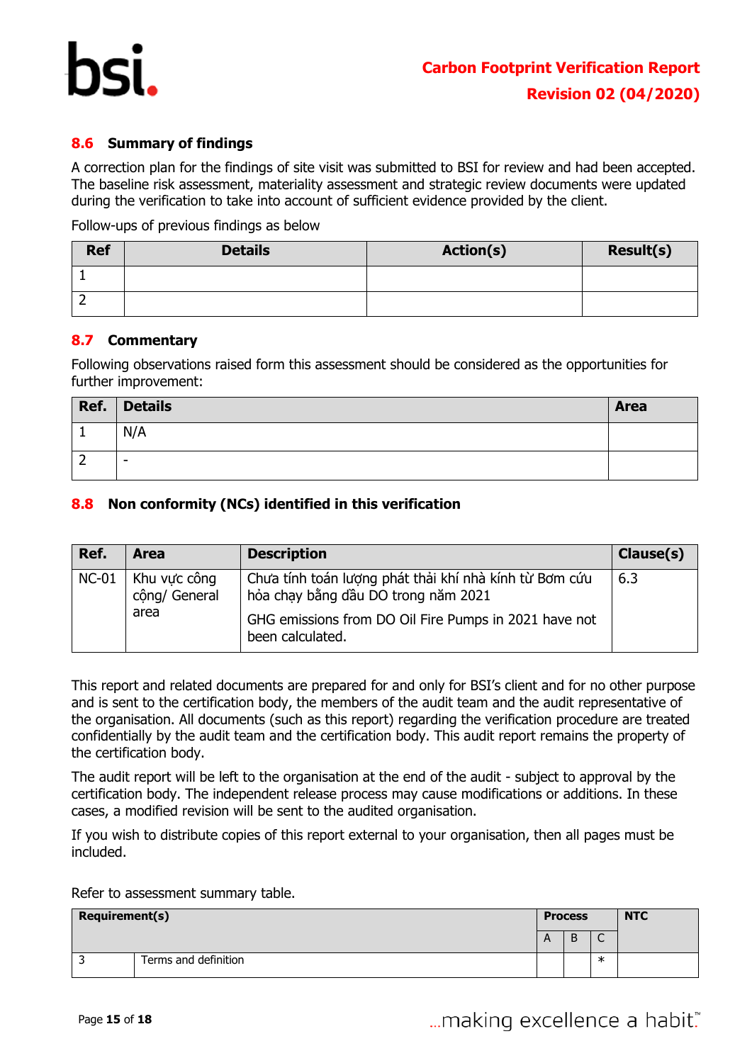### 8.6 Summary of findings

A correction plan for the findings of site visit was submitted to BSI for review and had been accepted. The baseline risk assessment, materiality assessment and strategic review documents were updated during the verification to take into account of sufficient evidence provided by the client.

Follow-ups of previous findings as below

| Ref | Details | Action(s) | Result(s) |
|---|---|---|---|
| 1 | | | |
| 2 | | | |

### 8.7 Commentary

Following observations raised form this assessment should be considered as the opportunities for further improvement:

| Ref. | Details | Area |
|---|---|---|
| 1 | N/A | |
| 2 | - | |

### 8.8 Non conformity (NCs) identified in this verification

| Ref. | Area | Description | Clause(s) |
|---|---|---|---|
| NC-01 | Khu vực công cộng/ General area | Chưa tính toán lượng phát thải khí nhà kính từ Bơm cứu hỏa chạy bằng dầu DO trong năm 2021<br><br>GHG emissions from DO Oil Fire Pumps in 2021 have not been calculated. | 6.3 |

This report and related documents are prepared for and only for BSI's client and for no other purpose and is sent to the certification body, the members of the audit team and the audit representative of the organisation. All documents (such as this report) regarding the verification procedure are treated confidentially by the audit team and the certification body. This audit report remains the property of the certification body.

The audit report will be left to the organisation at the end of the audit - subject to approval by the certification body. The independent release process may cause modifications or additions. In these cases, a modified revision will be sent to the audited organisation.

If you wish to distribute copies of this report external to your organisation, then all pages must be included.

Refer to assessment summary table.

| Requirement(s) | | Process | | | NTC |
|---|---|---|---|---|---|
| | | A | B | C | |
| 3 | Terms and definition | | | * | |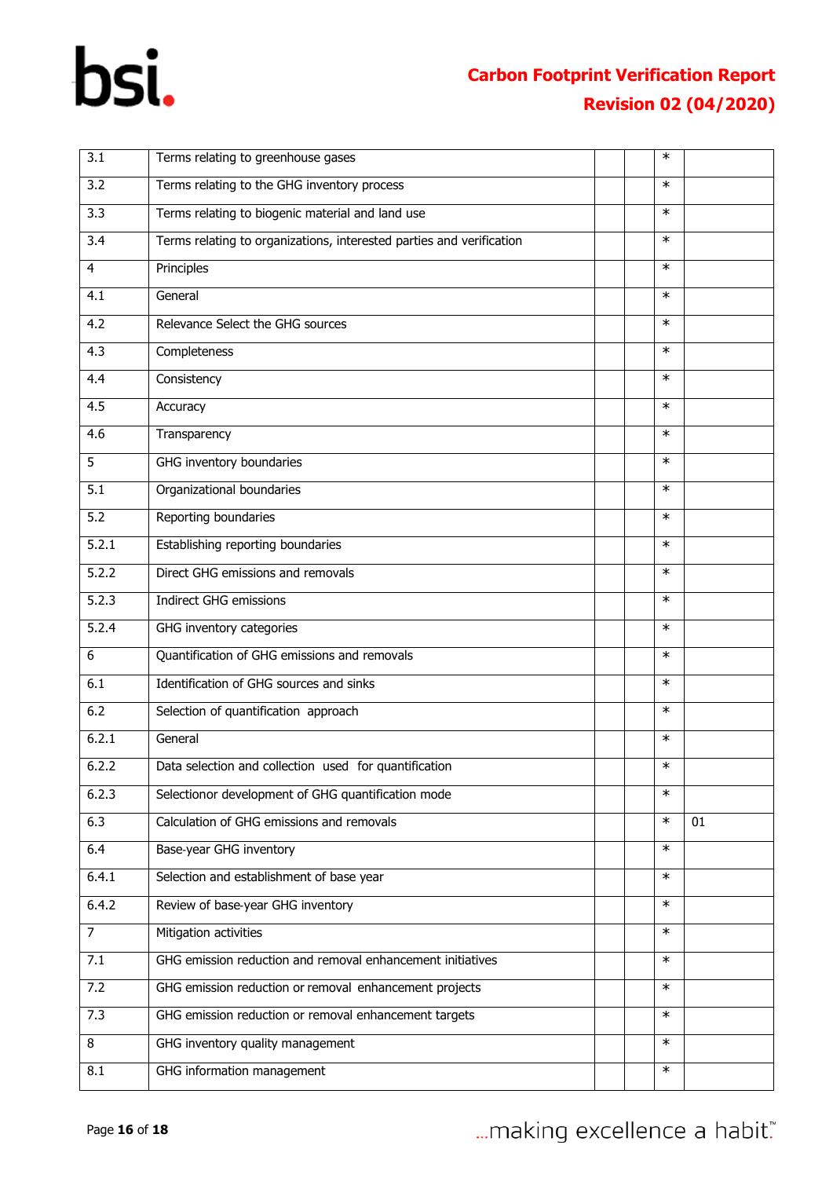| 3.1 | Terms relating to greenhouse gases | | | * | |
|---|---|---|---|---|---|
| 3.2 | Terms relating to the GHG inventory process | | | * | |
| 3.3 | Terms relating to biogenic material and land use | | | * | |
| 3.4 | Terms relating to organizations, interested parties and verification | | | * | |
| 4 | Principles | | | * | |
| 4.1 | General | | | * | |
| 4.2 | Relevance Select the GHG sources | | | * | |
| 4.3 | Completeness | | | * | |
| 4.4 | Consistency | | | * | |
| 4.5 | Accuracy | | | * | |
| 4.6 | Transparency | | | * | |
| 5 | GHG inventory boundaries | | | * | |
| 5.1 | Organizational boundaries | | | * | |
| 5.2 | Reporting boundaries | | | * | |
| 5.2.1 | Establishing reporting boundaries | | | * | |
| 5.2.2 | Direct GHG emissions and removals | | | * | |
| 5.2.3 | Indirect GHG emissions | | | * | |
| 5.2.4 | GHG inventory categories | | | * | |
| 6 | Quantification of GHG emissions and removals | | | * | |
| 6.1 | Identification of GHG sources and sinks | | | * | |
| 6.2 | Selection of quantification approach | | | * | |
| 6.2.1 | General | | | * | |
| 6.2.2 | Data selection and collection used for quantification | | | * | |
| 6.2.3 | Selectionor development of GHG quantification mode | | | * | |
| 6.3 | Calculation of GHG emissions and removals | | | * | 01 |
| 6.4 | Base-year GHG inventory | | | * | |
| 6.4.1 | Selection and establishment of base year | | | * | |
| 6.4.2 | Review of base-year GHG inventory | | | * | |
| 7 | Mitigation activities | | | * | |
| 7.1 | GHG emission reduction and removal enhancement initiatives | | | * | |
| 7.2 | GHG emission reduction or removal enhancement projects | | | * | |
| 7.3 | GHG emission reduction or removal enhancement targets | | | * | |
| 8 | GHG inventory quality management | | | * | |
| 8.1 | GHG information management | | | * | |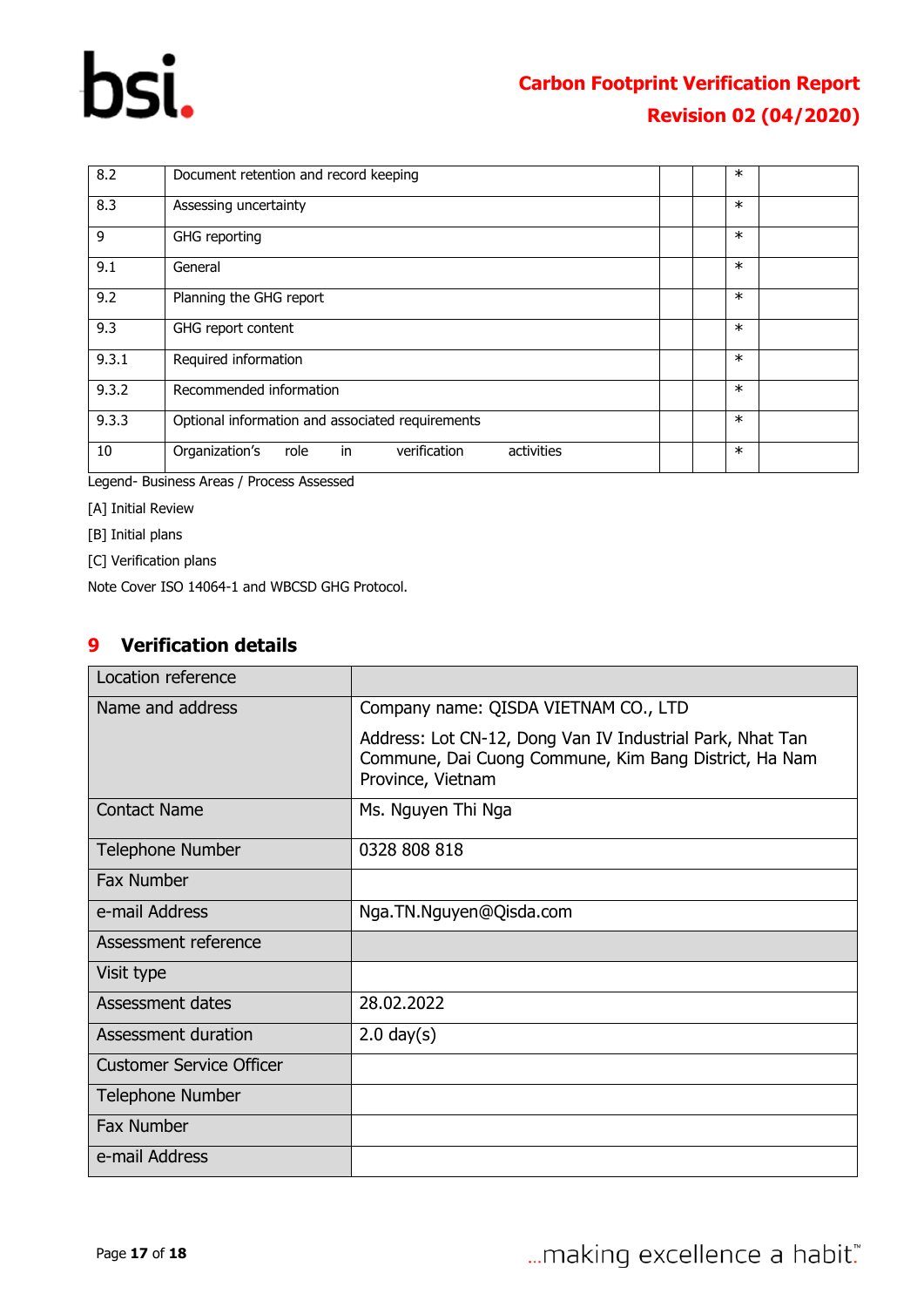| | | | | | |
|---|---|---|---|---|---|
| 8.2 | Document retention and record keeping | | | * | |
| 8.3 | Assessing uncertainty | | | * | |
| 9 | GHG reporting | | | * | |
| 9.1 | General | | | * | |
| 9.2 | Planning the GHG report | | | * | |
| 9.3 | GHG report content | | | * | |
| 9.3.1 | Required information | | | * | |
| 9.3.2 | Recommended information | | | * | |
| 9.3.3 | Optional information and associated requirements | | | * | |
| 10 | Organization's role in verification activities | | | * | |

Legend- Business Areas / Process Assessed

[A] Initial Review

[B] Initial plans

[C] Verification plans

Note Cover ISO 14064-1 and WBCSD GHG Protocol.

## 9 Verification details

| Location reference | |
|---|---|
| Name and address | Company name: QISDA VIETNAM CO., LTD<br><br>Address: Lot CN-12, Dong Van IV Industrial Park, Nhat Tan Commune, Dai Cuong Commune, Kim Bang District, Ha Nam Province, Vietnam |
| Contact Name | Ms. Nguyen Thi Nga |
| Telephone Number | 0328 808 818 |
| Fax Number | |
| e-mail Address | Nga.TN.Nguyen@Qisda.com |
| Assessment reference | |
| Visit type | |
| Assessment dates | 28.02.2022 |
| Assessment duration | 2.0 day(s) |
| Customer Service Officer | |
| Telephone Number | |
| Fax Number | |
| e-mail Address | |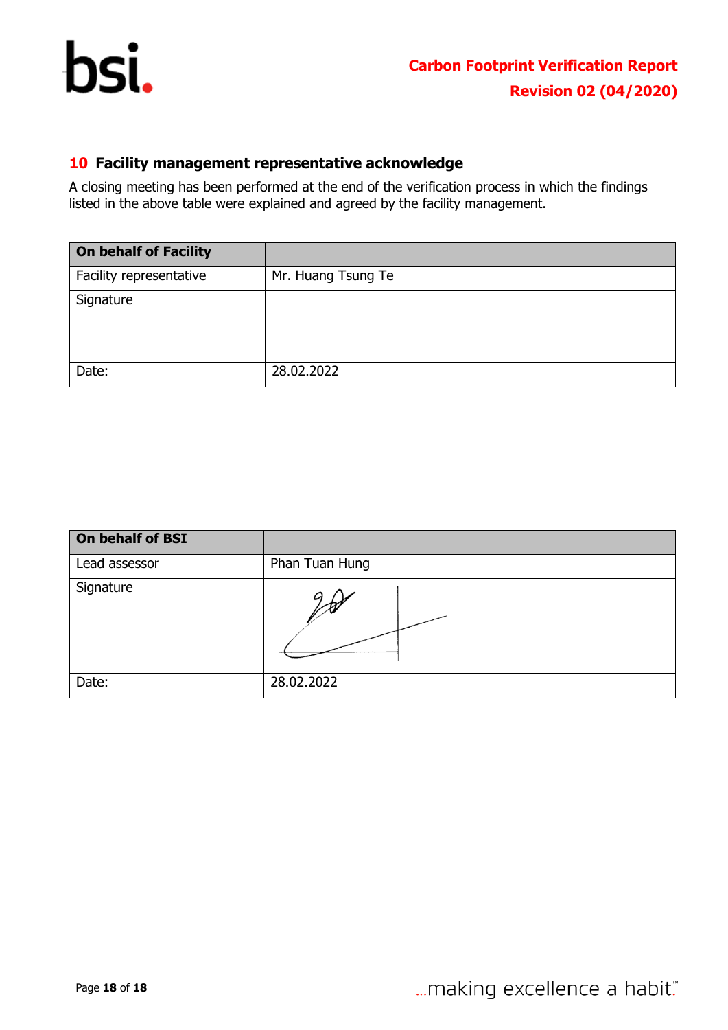## 10 Facility management representative acknowledge

A closing meeting has been performed at the end of the verification process in which the findings listed in the above table were explained and agreed by the facility management.

| On behalf of Facility | |
|---|---|
| Facility representative | Mr. Huang Tsung Te |
| Signature | |
| Date: | 28.02.2022 |

| On behalf of BSI | |
|---|---|
| Lead assessor | Phan Tuan Hung |
| Signature | |
| Date: | 28.02.2022 |